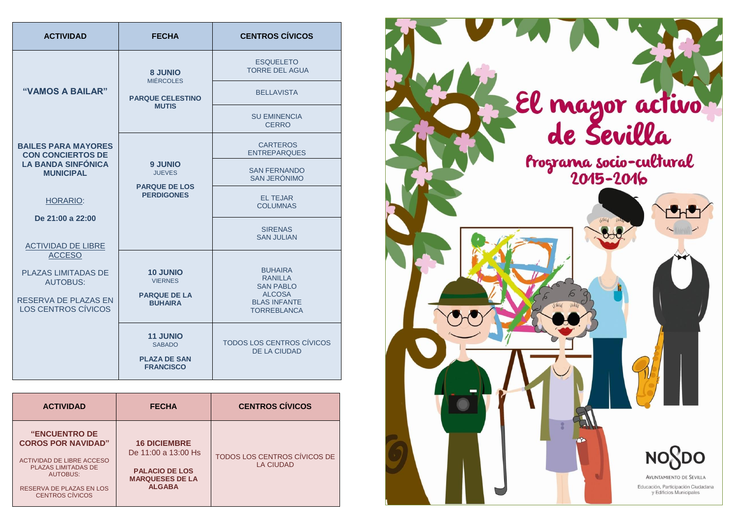| ACTIVIDAD | FECHA | CENTROS CÍVICOS |
|---|---|---|
| **"VAMOS A BAILAR"**<br><br>**BAILES PARA MAYORES CON CONCIERTOS DE LA BANDA SINFÓNICA MUNICIPAL**<br><br>HORARIO:<br><br>**De 21:00 a 22:00**<br><br>ACTIVIDAD DE LIBRE ACCESO<br><br>PLAZAS LIMITADAS DE AUTOBUS:<br><br>RESERVA DE PLAZAS EN LOS CENTROS CÍVICOS | **8 JUNIO**<br>MIÉRCOLES<br><br>**PARQUE CELESTINO MUTIS** | ESQUELETO<br>TORRE DEL AGUA |
| | | BELLAVISTA |
| | | SU EMINENCIA<br>CERRO |
| | **9 JUNIO**<br>JUEVES<br><br>**PARQUE DE LOS PERDIGONES** | CARTEROS<br>ENTREPARQUES |
| | | SAN FERNANDO<br>SAN JERÓNIMO |
| | | EL TEJAR<br>COLUMNAS |
| | | SIRENAS<br>SAN JULIAN |
| | **10 JUNIO**<br>VIERNES<br><br>**PARQUE DE LA BUHAIRA** | BUHAIRA<br>RANILLA<br>SAN PABLO<br>ALCOSA<br>BLAS INFANTE<br>TORREBLANCA |
| | **11 JUNIO**<br>SABADO<br><br>**PLAZA DE SAN FRANCISCO** | TODOS LOS CENTROS CÍVICOS DE LA CIUDAD |

| ACTIVIDAD | FECHA | CENTROS CÍVICOS |
|---|---|---|
| **"ENCUENTRO DE COROS POR NAVIDAD"**<br><br>ACTIVIDAD DE LIBRE ACCESO PLAZAS LIMITADAS DE AUTOBUS:<br><br>RESERVA DE PLAZAS EN LOS CENTROS CÍVICOS | **16 DICIEMBRE**<br>De 11:00 a 13:00 Hs<br><br>**PALACIO DE LOS MARQUESES DE LA ALGABA** | TODOS LOS CENTROS CÍVICOS DE LA CIUDAD |

# El mayor activo de Sevilla

## Programa socio-cultural 2015-2016

NO8DO

Ayuntamiento de Sevilla

Educación, Participación Ciudadana y Edificios Municipales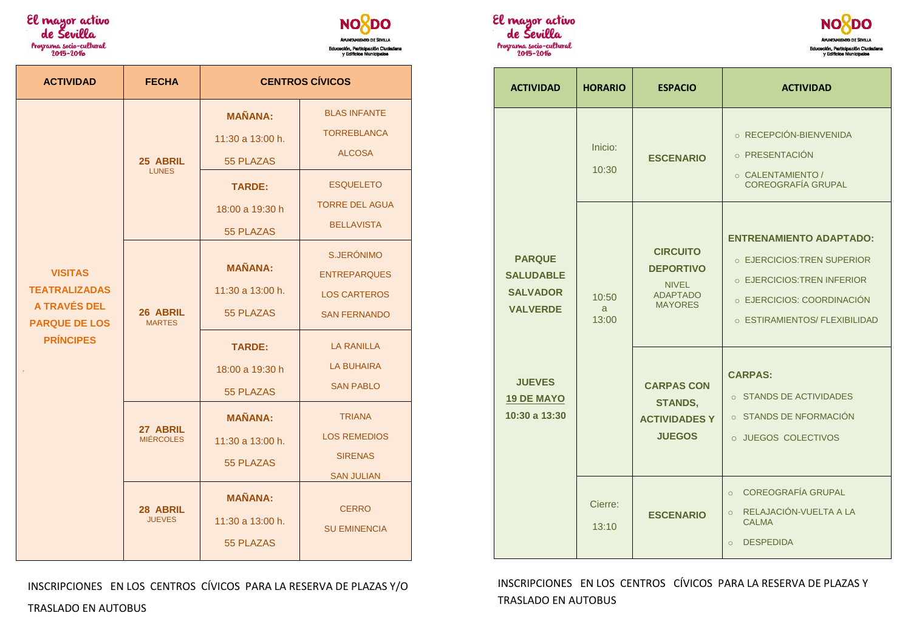El mayor activo de Sevilla
Programa socio-cultural 2015-2016

NO8DO
AYUNTAMIENTO DE SEVILLA
Educación, Participación Ciudadana y Edificios Municipales

| ACTIVIDAD | FECHA | CENTROS CÍVICOS | |
|---|---|---|---|
| **VISITAS TEATRALIZADAS A TRAVÉS DEL PARQUE DE LOS PRÍNCIPES** | **25 ABRIL** LUNES | **MAÑANA:** 11:30 a 13:00 h. 55 PLAZAS | BLAS INFANTE, TORREBLANCA, ALCOSA |
| | | **TARDE:** 18:00 a 19:30 h 55 PLAZAS | ESQUELETO, TORRE DEL AGUA, BELLAVISTA |
| | **26 ABRIL** MARTES | **MAÑANA:** 11:30 a 13:00 h. 55 PLAZAS | S.JERÓNIMO, ENTREPARQUES, LOS CARTEROS, SAN FERNANDO |
| | | **TARDE:** 18:00 a 19:30 h 55 PLAZAS | LA RANILLA, LA BUHAIRA, SAN PABLO |
| | **27 ABRIL** MIÉRCOLES | **MAÑANA:** 11:30 a 13:00 h. 55 PLAZAS | TRIANA, LOS REMEDIOS, SIRENAS, SAN JULIAN |
| | **28 ABRIL** JUEVES | **MAÑANA:** 11:30 a 13:00 h. 55 PLAZAS | CERRO, SU EMINENCIA |

INSCRIPCIONES EN LOS CENTROS CÍVICOS PARA LA RESERVA DE PLAZAS Y/O TRASLADO EN AUTOBUS

El mayor activo de Sevilla
Programa socio-cultural 2015-2016

NO8DO
AYUNTAMIENTO DE SEVILLA
Educación, Participación Ciudadana y Edificios Municipales

| ACTIVIDAD | HORARIO | ESPACIO | ACTIVIDAD |
|---|---|---|---|
| **PARQUE SALUDABLE SALVADOR VALVERDE** <br> **JUEVES 19 DE MAYO 10:30 a 13:30** | Inicio: 10:30 | **ESCENARIO** | ○ RECEPCIÓN-BIENVENIDA <br> ○ PRESENTACIÓN <br> ○ CALENTAMIENTO / COREOGRAFÍA GRUPAL |
| | 10:50 a 13:00 | **CIRCUITO DEPORTIVO** NIVEL ADAPTADO MAYORES | **ENTRENAMIENTO ADAPTADO:** <br> ○ EJERCICIOS:TREN SUPERIOR <br> ○ EJERCICIOS:TREN INFERIOR <br> ○ EJERCICIOS: COORDINACIÓN <br> ○ ESTIRAMIENTOS/ FLEXIBILIDAD |
| | | **CARPAS CON STANDS, ACTIVIDADES Y JUEGOS** | **CARPAS:** <br> ○ STANDS DE ACTIVIDADES <br> ○ STANDS DE NFORMACIÓN <br> ○ JUEGOS COLECTIVOS |
| | Cierre: 13:10 | **ESCENARIO** | ○ COREOGRAFÍA GRUPAL <br> ○ RELAJACIÓN-VUELTA A LA CALMA <br> ○ DESPEDIDA |

INSCRIPCIONES EN LOS CENTROS CÍVICOS PARA LA RESERVA DE PLAZAS Y TRASLADO EN AUTOBUS